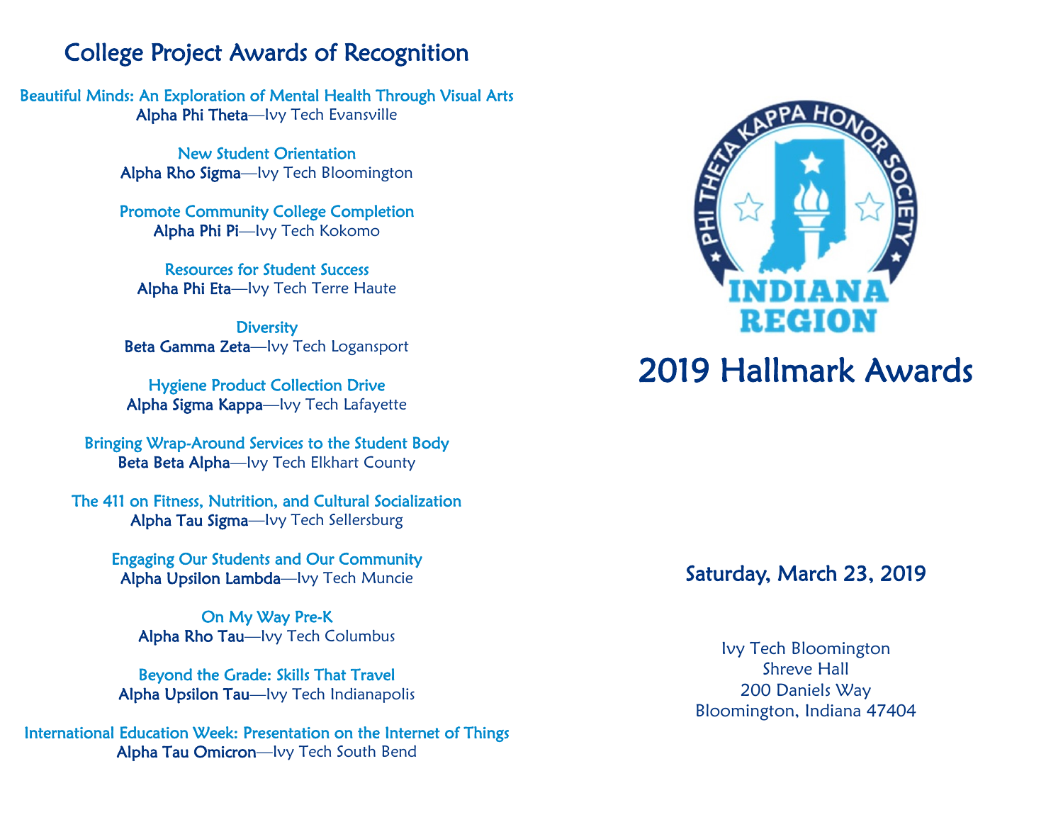## College Project Awards of Recognition

**Beautiful Minds: An Exploration of Mental Health Through Visual Arts**
**Alpha Phi Theta**—Ivy Tech Evansville

**New Student Orientation**
**Alpha Rho Sigma**—Ivy Tech Bloomington

**Promote Community College Completion**
**Alpha Phi Pi**—Ivy Tech Kokomo

**Resources for Student Success**
**Alpha Phi Eta**—Ivy Tech Terre Haute

**Diversity**
**Beta Gamma Zeta**—Ivy Tech Logansport

**Hygiene Product Collection Drive**
**Alpha Sigma Kappa**—Ivy Tech Lafayette

**Bringing Wrap-Around Services to the Student Body**
**Beta Beta Alpha**—Ivy Tech Elkhart County

**The 411 on Fitness, Nutrition, and Cultural Socialization**
**Alpha Tau Sigma**—Ivy Tech Sellersburg

**Engaging Our Students and Our Community**
**Alpha Upsilon Lambda**—Ivy Tech Muncie

**On My Way Pre-K**
**Alpha Rho Tau**—Ivy Tech Columbus

**Beyond the Grade: Skills That Travel**
**Alpha Upsilon Tau**—Ivy Tech Indianapolis

**International Education Week: Presentation on the Internet of Things**
**Alpha Tau Omicron**—Ivy Tech South Bend

PHI THETA KAPPA HONOR SOCIETY
INDIANA REGION

# 2019 Hallmark Awards

### Saturday, March 23, 2019

Ivy Tech Bloomington
Shreve Hall
200 Daniels Way
Bloomington, Indiana 47404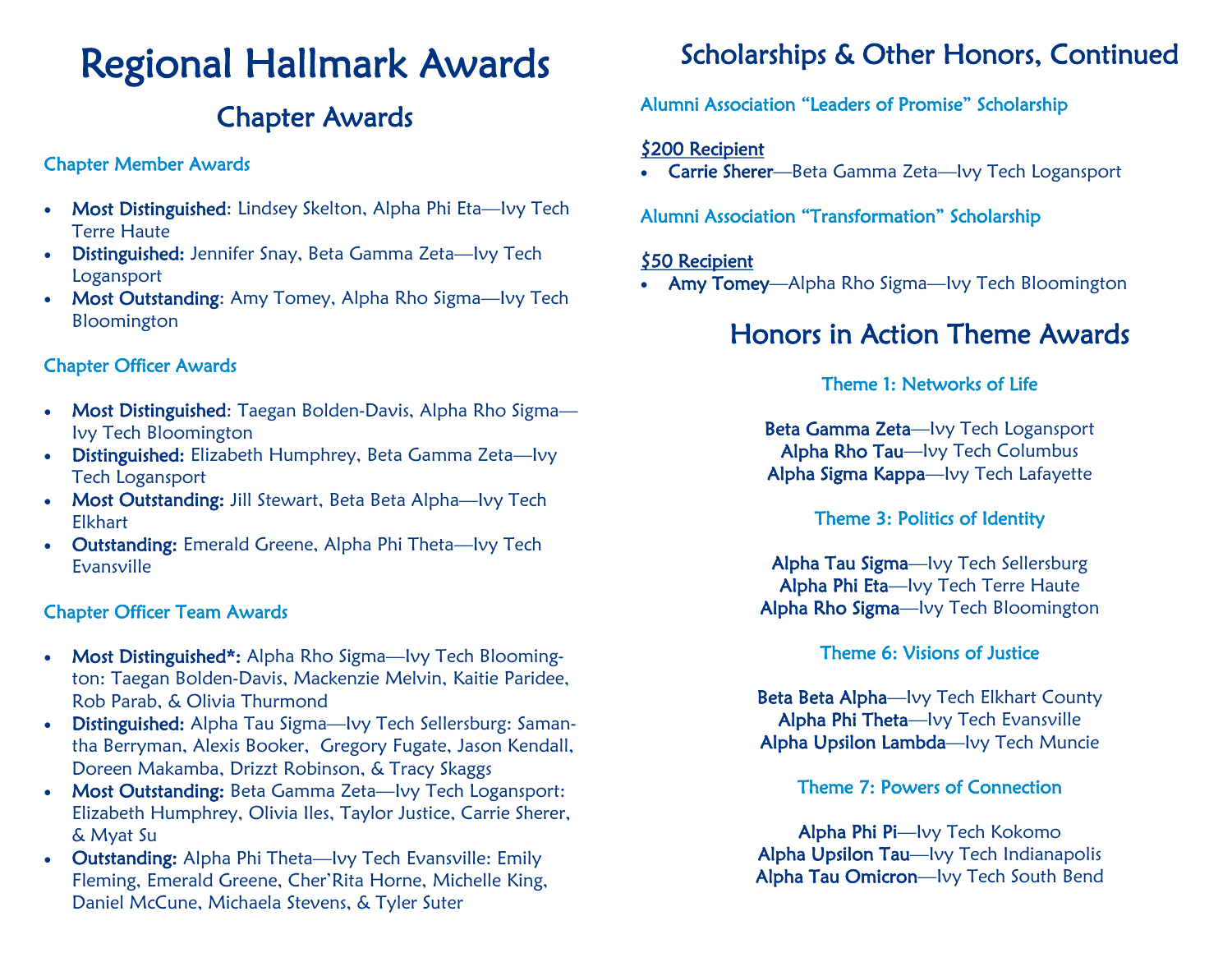# Regional Hallmark Awards

## Chapter Awards

### Chapter Member Awards

- **Most Distinguished**: Lindsey Skelton, Alpha Phi Eta—Ivy Tech Terre Haute
- **Distinguished:** Jennifer Snay, Beta Gamma Zeta—Ivy Tech Logansport
- **Most Outstanding**: Amy Tomey, Alpha Rho Sigma—Ivy Tech Bloomington

### Chapter Officer Awards

- **Most Distinguished**: Taegan Bolden-Davis, Alpha Rho Sigma—Ivy Tech Bloomington
- **Distinguished:** Elizabeth Humphrey, Beta Gamma Zeta—Ivy Tech Logansport
- **Most Outstanding:** Jill Stewart, Beta Beta Alpha—Ivy Tech Elkhart
- **Outstanding:** Emerald Greene, Alpha Phi Theta—Ivy Tech Evansville

### Chapter Officer Team Awards

- **Most Distinguished*:** Alpha Rho Sigma—Ivy Tech Bloomington: Taegan Bolden-Davis, Mackenzie Melvin, Kaitie Paridee, Rob Parab, & Olivia Thurmond
- **Distinguished:** Alpha Tau Sigma—Ivy Tech Sellersburg: Samantha Berryman, Alexis Booker, Gregory Fugate, Jason Kendall, Doreen Makamba, Drizzt Robinson, & Tracy Skaggs
- **Most Outstanding:** Beta Gamma Zeta—Ivy Tech Logansport: Elizabeth Humphrey, Olivia Iles, Taylor Justice, Carrie Sherer, & Myat Su
- **Outstanding:** Alpha Phi Theta—Ivy Tech Evansville: Emily Fleming, Emerald Greene, Cher'Rita Horne, Michelle King, Daniel McCune, Michaela Stevens, & Tyler Suter

## Scholarships & Other Honors, Continued

### Alumni Association "Leaders of Promise" Scholarship

**$200 Recipient**

- **Carrie Sherer**—Beta Gamma Zeta—Ivy Tech Logansport

### Alumni Association "Transformation" Scholarship

**$50 Recipient**

- **Amy Tomey**—Alpha Rho Sigma—Ivy Tech Bloomington

## Honors in Action Theme Awards

### Theme 1: Networks of Life

**Beta Gamma Zeta**—Ivy Tech Logansport
**Alpha Rho Tau**—Ivy Tech Columbus
**Alpha Sigma Kappa**—Ivy Tech Lafayette

### Theme 3: Politics of Identity

**Alpha Tau Sigma**—Ivy Tech Sellersburg
**Alpha Phi Eta**—Ivy Tech Terre Haute
**Alpha Rho Sigma**—Ivy Tech Bloomington

### Theme 6: Visions of Justice

**Beta Beta Alpha**—Ivy Tech Elkhart County
**Alpha Phi Theta**—Ivy Tech Evansville
**Alpha Upsilon Lambda**—Ivy Tech Muncie

### Theme 7: Powers of Connection

**Alpha Phi Pi**—Ivy Tech Kokomo
**Alpha Upsilon Tau**—Ivy Tech Indianapolis
**Alpha Tau Omicron**—Ivy Tech South Bend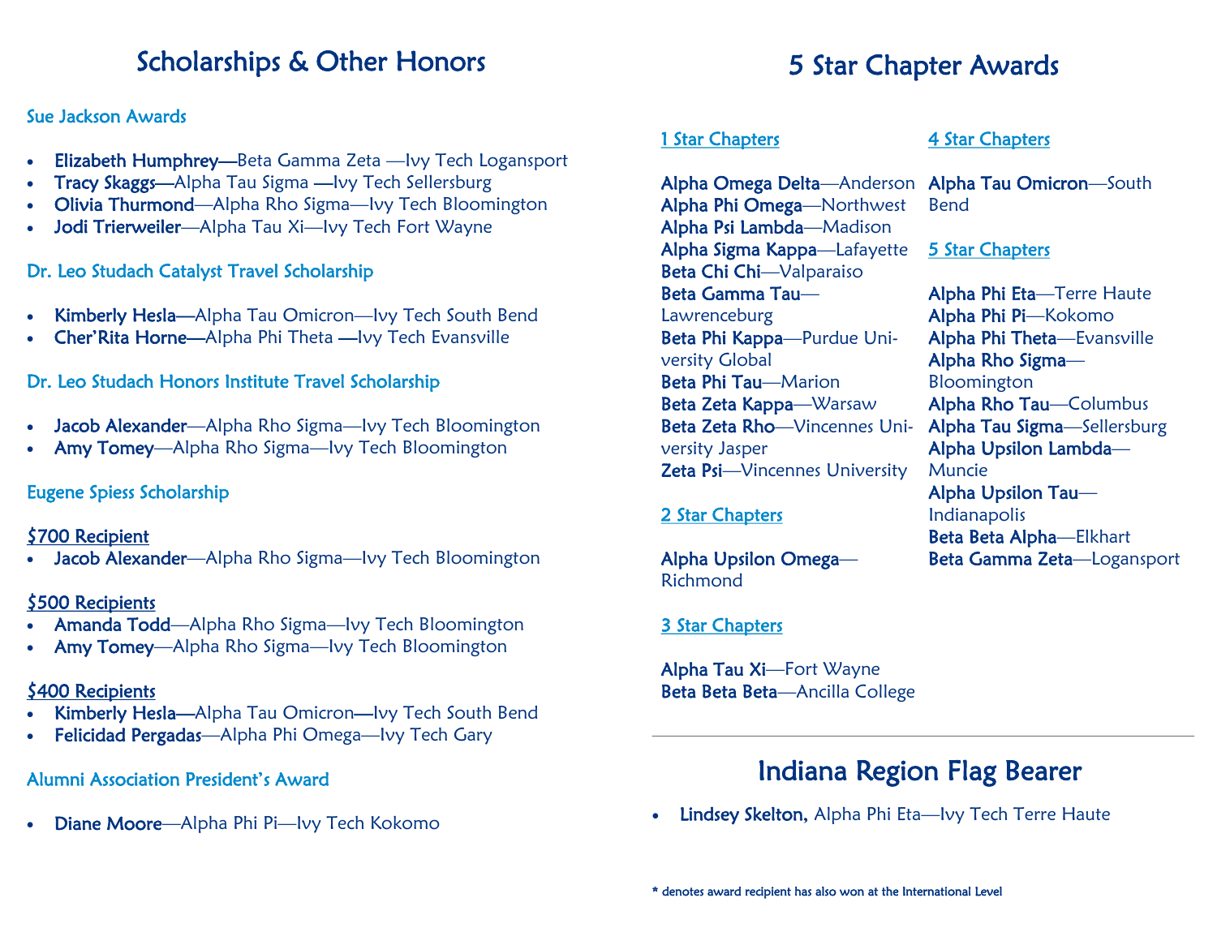# Scholarships & Other Honors

### Sue Jackson Awards

- **Elizabeth Humphrey—**Beta Gamma Zeta —Ivy Tech Logansport
- **Tracy Skaggs—**Alpha Tau Sigma —Ivy Tech Sellersburg
- **Olivia Thurmond**—Alpha Rho Sigma—Ivy Tech Bloomington
- **Jodi Trierweiler**—Alpha Tau Xi—Ivy Tech Fort Wayne

### Dr. Leo Studach Catalyst Travel Scholarship

- **Kimberly Hesla—**Alpha Tau Omicron—Ivy Tech South Bend
- **Cher'Rita Horne—**Alpha Phi Theta —Ivy Tech Evansville

### Dr. Leo Studach Honors Institute Travel Scholarship

- **Jacob Alexander**—Alpha Rho Sigma—Ivy Tech Bloomington
- **Amy Tomey**—Alpha Rho Sigma—Ivy Tech Bloomington

### Eugene Spiess Scholarship

$700 Recipient
- **Jacob Alexander**—Alpha Rho Sigma—Ivy Tech Bloomington

$500 Recipients
- **Amanda Todd**—Alpha Rho Sigma—Ivy Tech Bloomington
- **Amy Tomey**—Alpha Rho Sigma—Ivy Tech Bloomington

$400 Recipients
- **Kimberly Hesla—**Alpha Tau Omicron—Ivy Tech South Bend
- **Felicidad Pergadas**—Alpha Phi Omega—Ivy Tech Gary

### Alumni Association President's Award

- **Diane Moore**—Alpha Phi Pi—Ivy Tech Kokomo

# 5 Star Chapter Awards

### 1 Star Chapters

**Alpha Omega Delta**—Anderson
**Alpha Phi Omega**—Northwest
**Alpha Psi Lambda**—Madison
**Alpha Sigma Kappa**—Lafayette
**Beta Chi Chi**—Valparaiso
**Beta Gamma Tau**—Lawrenceburg
**Beta Phi Kappa**—Purdue University Global
**Beta Phi Tau**—Marion
**Beta Zeta Kappa**—Warsaw
**Beta Zeta Rho**—Vincennes University Jasper
**Zeta Psi**—Vincennes University

### 2 Star Chapters

**Alpha Upsilon Omega**—Richmond

### 3 Star Chapters

**Alpha Tau Xi**—Fort Wayne
**Beta Beta Beta**—Ancilla College

### 4 Star Chapters

**Alpha Tau Omicron**—South Bend

### 5 Star Chapters

**Alpha Phi Eta**—Terre Haute
**Alpha Phi Pi**—Kokomo
**Alpha Phi Theta**—Evansville
**Alpha Rho Sigma**—Bloomington
**Alpha Rho Tau**—Columbus
**Alpha Tau Sigma**—Sellersburg
**Alpha Upsilon Lambda**—Muncie
**Alpha Upsilon Tau**—Indianapolis
**Beta Beta Alpha**—Elkhart
**Beta Gamma Zeta**—Logansport

# Indiana Region Flag Bearer

- **Lindsey Skelton,** Alpha Phi Eta—Ivy Tech Terre Haute

* denotes award recipient has also won at the International Level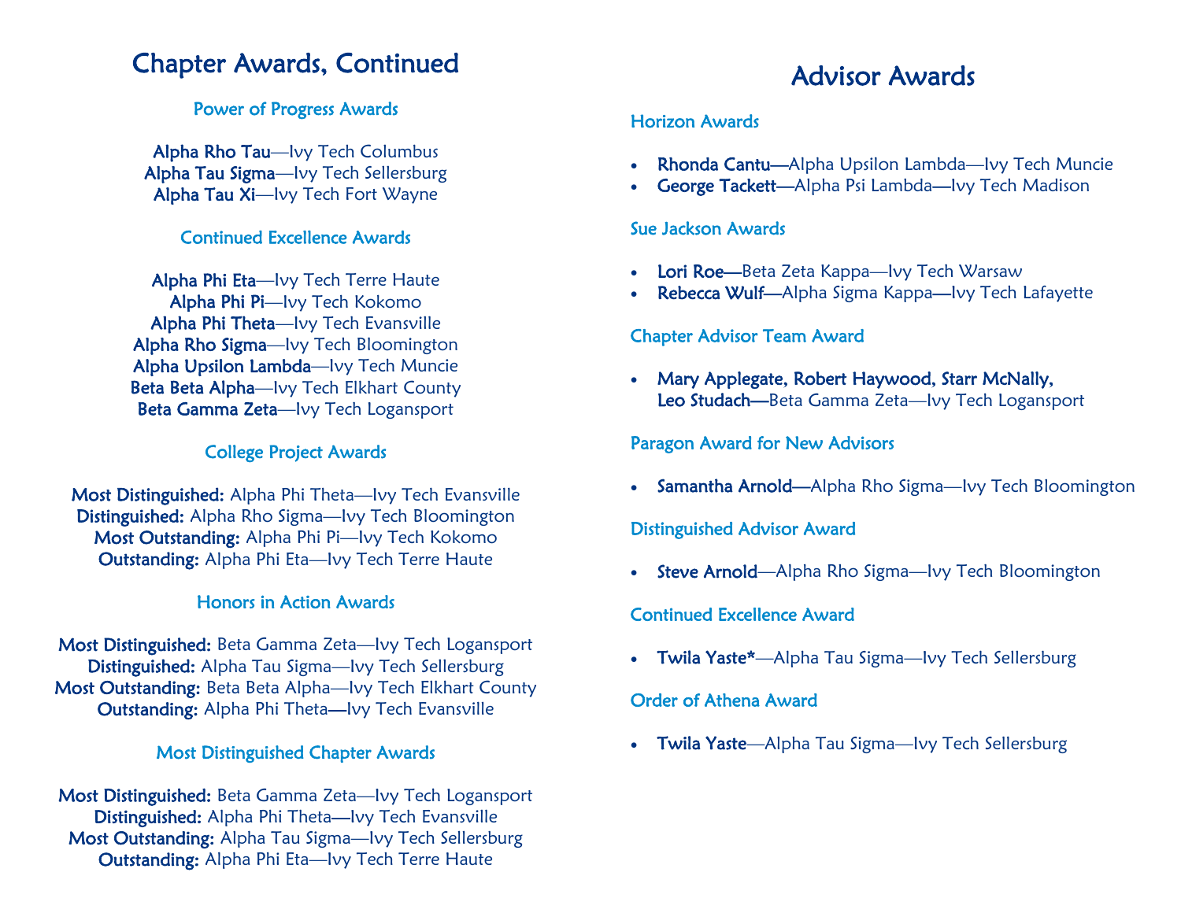# Chapter Awards, Continued

### Power of Progress Awards

**Alpha Rho Tau**—Ivy Tech Columbus
**Alpha Tau Sigma**—Ivy Tech Sellersburg
**Alpha Tau Xi**—Ivy Tech Fort Wayne

### Continued Excellence Awards

**Alpha Phi Eta**—Ivy Tech Terre Haute
**Alpha Phi Pi**—Ivy Tech Kokomo
**Alpha Phi Theta**—Ivy Tech Evansville
**Alpha Rho Sigma**—Ivy Tech Bloomington
**Alpha Upsilon Lambda**—Ivy Tech Muncie
**Beta Beta Alpha**—Ivy Tech Elkhart County
**Beta Gamma Zeta**—Ivy Tech Logansport

### College Project Awards

**Most Distinguished:** Alpha Phi Theta—Ivy Tech Evansville
**Distinguished:** Alpha Rho Sigma—Ivy Tech Bloomington
**Most Outstanding:** Alpha Phi Pi—Ivy Tech Kokomo
**Outstanding:** Alpha Phi Eta—Ivy Tech Terre Haute

### Honors in Action Awards

**Most Distinguished:** Beta Gamma Zeta—Ivy Tech Logansport
**Distinguished:** Alpha Tau Sigma—Ivy Tech Sellersburg
**Most Outstanding:** Beta Beta Alpha—Ivy Tech Elkhart County
**Outstanding:** Alpha Phi Theta—Ivy Tech Evansville

### Most Distinguished Chapter Awards

**Most Distinguished:** Beta Gamma Zeta—Ivy Tech Logansport
**Distinguished:** Alpha Phi Theta—Ivy Tech Evansville
**Most Outstanding:** Alpha Tau Sigma—Ivy Tech Sellersburg
**Outstanding:** Alpha Phi Eta—Ivy Tech Terre Haute

# Advisor Awards

### Horizon Awards

- **Rhonda Cantu**—Alpha Upsilon Lambda—Ivy Tech Muncie
- **George Tackett**—Alpha Psi Lambda—Ivy Tech Madison

### Sue Jackson Awards

- **Lori Roe**—Beta Zeta Kappa—Ivy Tech Warsaw
- **Rebecca Wulf**—Alpha Sigma Kappa—Ivy Tech Lafayette

### Chapter Advisor Team Award

- **Mary Applegate, Robert Haywood, Starr McNally, Leo Studach**—Beta Gamma Zeta—Ivy Tech Logansport

### Paragon Award for New Advisors

- **Samantha Arnold**—Alpha Rho Sigma—Ivy Tech Bloomington

### Distinguished Advisor Award

- **Steve Arnold**—Alpha Rho Sigma—Ivy Tech Bloomington

### Continued Excellence Award

- **Twila Yaste***—Alpha Tau Sigma—Ivy Tech Sellersburg

### Order of Athena Award

- **Twila Yaste**—Alpha Tau Sigma—Ivy Tech Sellersburg